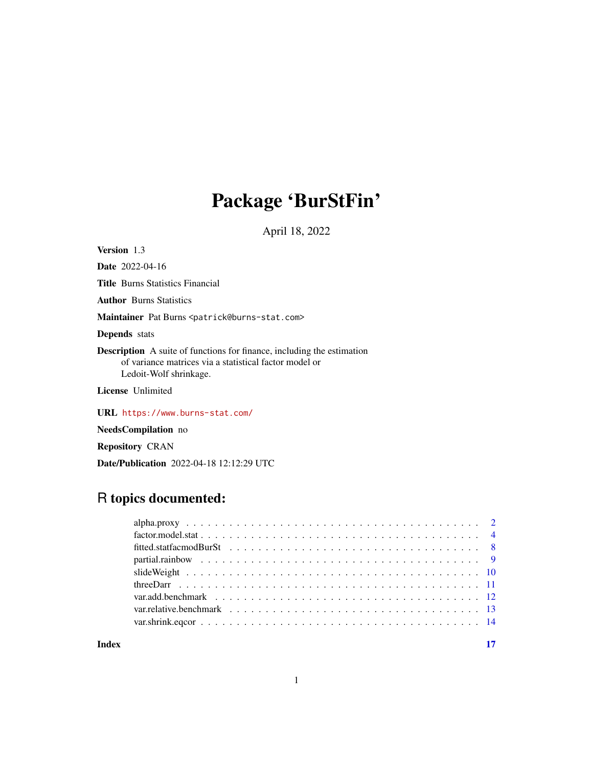# Package 'BurStFin'

April 18, 2022

**Version** 1.3

**Date** 2022-04-16

**Title** Burns Statistics Financial

**Author** Burns Statistics

**Maintainer** Pat Burns <patrick@burns-stat.com>

**Depends** stats

**Description** A suite of functions for finance, including the estimation of variance matrices via a statistical factor model or Ledoit-Wolf shrinkage.

**License** Unlimited

**URL** https://www.burns-stat.com/

**NeedsCompilation** no

**Repository** CRAN

**Date/Publication** 2022-04-18 12:12:29 UTC

## R topics documented:

| | |
|---|---|
| alpha.proxy | 2 |
| factor.model.stat | 4 |
| fitted.statfacmodBurSt | 8 |
| partial.rainbow | 9 |
| slideWeight | 10 |
| threeDarr | 11 |
| var.add.benchmark | 12 |
| var.relative.benchmark | 13 |
| var.shrink.eqcor | 14 |
| **Index** | **17** |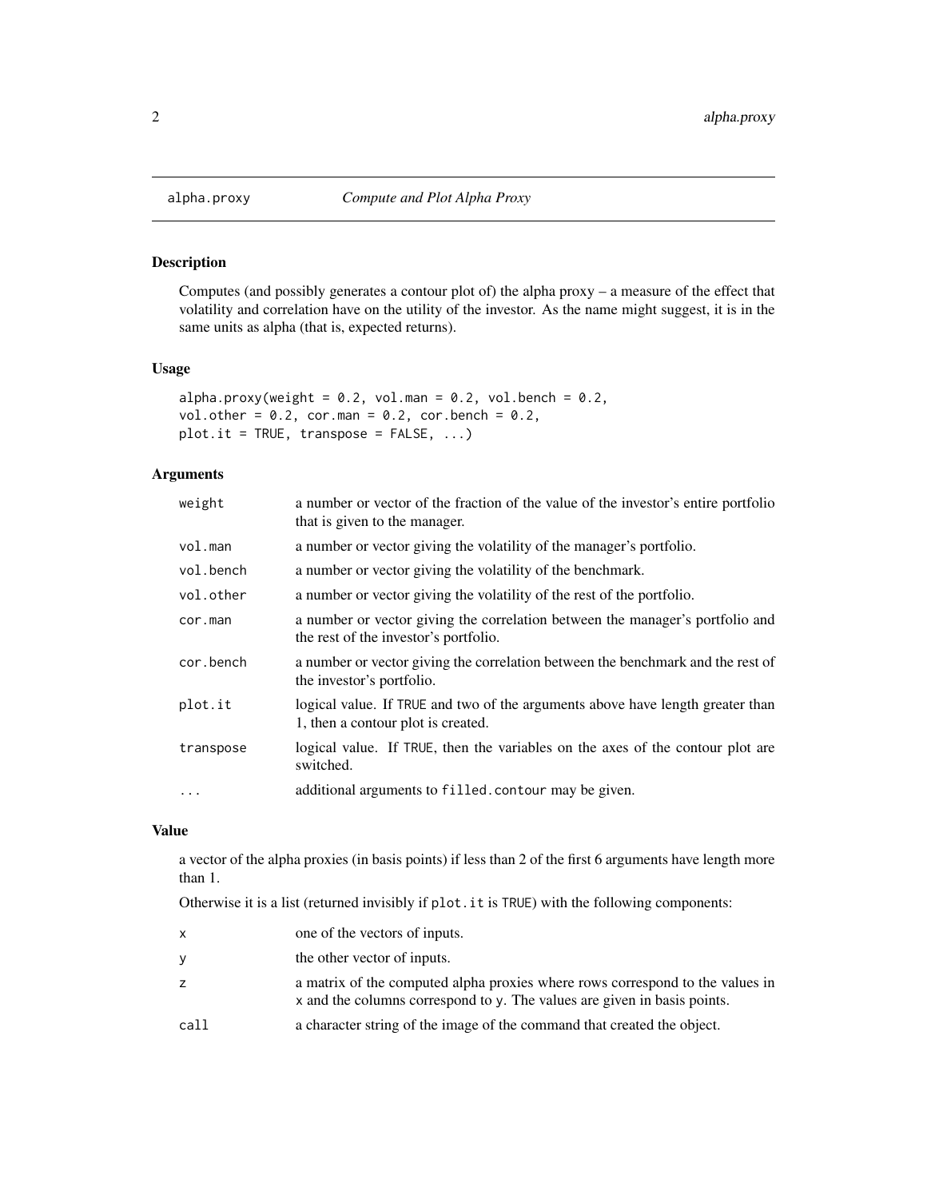# alpha.proxy — Compute and Plot Alpha Proxy

## Description

Computes (and possibly generates a contour plot of) the alpha proxy – a measure of the effect that volatility and correlation have on the utility of the investor. As the name might suggest, it is in the same units as alpha (that is, expected returns).

## Usage

```
alpha.proxy(weight = 0.2, vol.man = 0.2, vol.bench = 0.2,
vol.other = 0.2, cor.man = 0.2, cor.bench = 0.2,
plot.it = TRUE, transpose = FALSE, ...)
```

## Arguments

| | |
|---|---|
| `weight` | a number or vector of the fraction of the value of the investor's entire portfolio that is given to the manager. |
| `vol.man` | a number or vector giving the volatility of the manager's portfolio. |
| `vol.bench` | a number or vector giving the volatility of the benchmark. |
| `vol.other` | a number or vector giving the volatility of the rest of the portfolio. |
| `cor.man` | a number or vector giving the correlation between the manager's portfolio and the rest of the investor's portfolio. |
| `cor.bench` | a number or vector giving the correlation between the benchmark and the rest of the investor's portfolio. |
| `plot.it` | logical value. If `TRUE` and two of the arguments above have length greater than 1, then a contour plot is created. |
| `transpose` | logical value. If `TRUE`, then the variables on the axes of the contour plot are switched. |
| `...` | additional arguments to `filled.contour` may be given. |

## Value

a vector of the alpha proxies (in basis points) if less than 2 of the first 6 arguments have length more than 1.

Otherwise it is a list (returned invisibly if `plot.it` is `TRUE`) with the following components:

| | |
|---|---|
| `x` | one of the vectors of inputs. |
| `y` | the other vector of inputs. |
| `z` | a matrix of the computed alpha proxies where rows correspond to the values in `x` and the columns correspond to `y`. The values are given in basis points. |
| `call` | a character string of the image of the command that created the object. |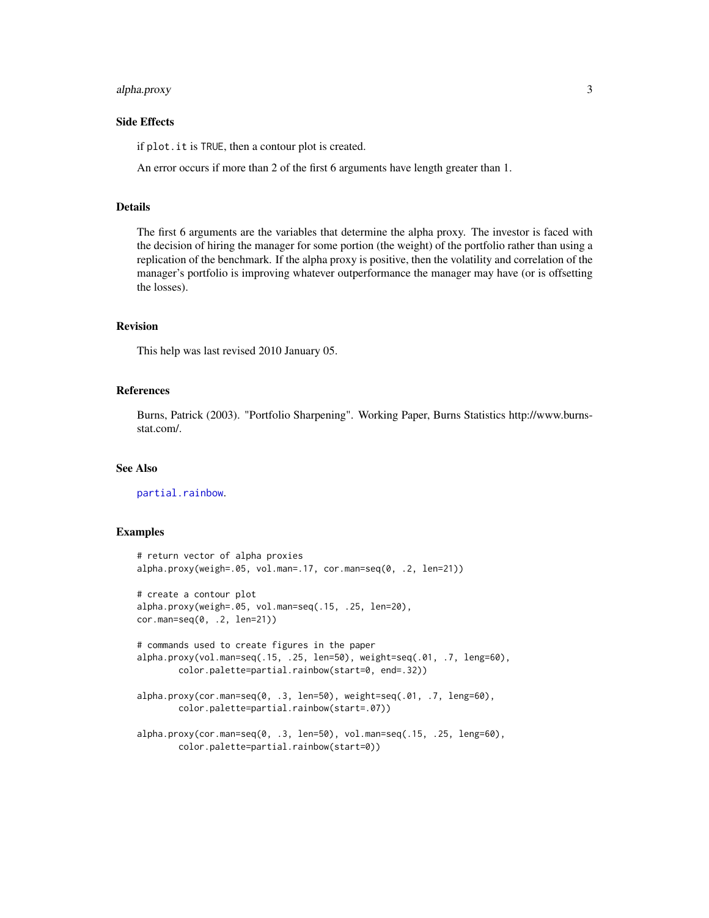### Side Effects

if `plot.it` is `TRUE`, then a contour plot is created.

An error occurs if more than 2 of the first 6 arguments have length greater than 1.

### Details

The first 6 arguments are the variables that determine the alpha proxy. The investor is faced with the decision of hiring the manager for some portion (the weight) of the portfolio rather than using a replication of the benchmark. If the alpha proxy is positive, then the volatility and correlation of the manager's portfolio is improving whatever outperformance the manager may have (or is offsetting the losses).

### Revision

This help was last revised 2010 January 05.

### References

Burns, Patrick (2003). "Portfolio Sharpening". Working Paper, Burns Statistics http://www.burns-stat.com/.

### See Also

`partial.rainbow`.

### Examples

```
# return vector of alpha proxies
alpha.proxy(weigh=.05, vol.man=.17, cor.man=seq(0, .2, len=21))

# create a contour plot
alpha.proxy(weigh=.05, vol.man=seq(.15, .25, len=20),
cor.man=seq(0, .2, len=21))

# commands used to create figures in the paper
alpha.proxy(vol.man=seq(.15, .25, len=50), weight=seq(.01, .7, leng=60),
        color.palette=partial.rainbow(start=0, end=.32))

alpha.proxy(cor.man=seq(0, .3, len=50), weight=seq(.01, .7, leng=60),
        color.palette=partial.rainbow(start=.07))

alpha.proxy(cor.man=seq(0, .3, len=50), vol.man=seq(.15, .25, leng=60),
        color.palette=partial.rainbow(start=0))
```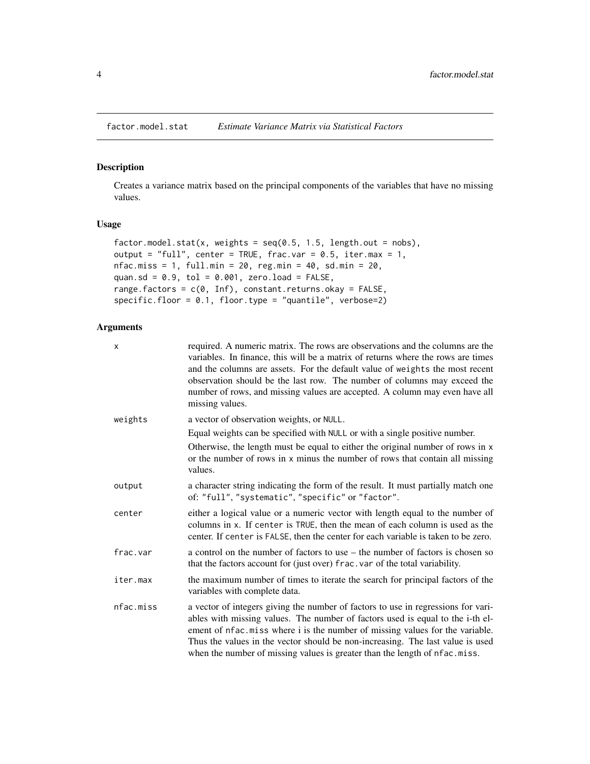factor.model.stat    *Estimate Variance Matrix via Statistical Factors*

## Description

Creates a variance matrix based on the principal components of the variables that have no missing values.

## Usage

```
factor.model.stat(x, weights = seq(0.5, 1.5, length.out = nobs),
output = "full", center = TRUE, frac.var = 0.5, iter.max = 1,
nfac.miss = 1, full.min = 20, reg.min = 40, sd.min = 20,
quan.sd = 0.9, tol = 0.001, zero.load = FALSE,
range.factors = c(0, Inf), constant.returns.okay = FALSE,
specific.floor = 0.1, floor.type = "quantile", verbose=2)
```

## Arguments

| | |
|---|---|
| `x` | required. A numeric matrix. The rows are observations and the columns are the variables. In finance, this will be a matrix of returns where the rows are times and the columns are assets. For the default value of `weights` the most recent observation should be the last row. The number of columns may exceed the number of rows, and missing values are accepted. A column may even have all missing values. |
| `weights` | a vector of observation weights, or `NULL`. Equal weights can be specified with `NULL` or with a single positive number. Otherwise, the length must be equal to either the original number of rows in `x` or the number of rows in `x` minus the number of rows that contain all missing values. |
| `output` | a character string indicating the form of the result. It must partially match one of: `"full"`, `"systematic"`, `"specific"` or `"factor"`. |
| `center` | either a logical value or a numeric vector with length equal to the number of columns in `x`. If `center` is `TRUE`, then the mean of each column is used as the center. If `center` is `FALSE`, then the center for each variable is taken to be zero. |
| `frac.var` | a control on the number of factors to use – the number of factors is chosen so that the factors account for (just over) `frac.var` of the total variability. |
| `iter.max` | the maximum number of times to iterate the search for principal factors of the variables with complete data. |
| `nfac.miss` | a vector of integers giving the number of factors to use in regressions for variables with missing values. The number of factors used is equal to the i-th element of `nfac.miss` where i is the number of missing values for the variable. Thus the values in the vector should be non-increasing. The last value is used when the number of missing values is greater than the length of `nfac.miss`. |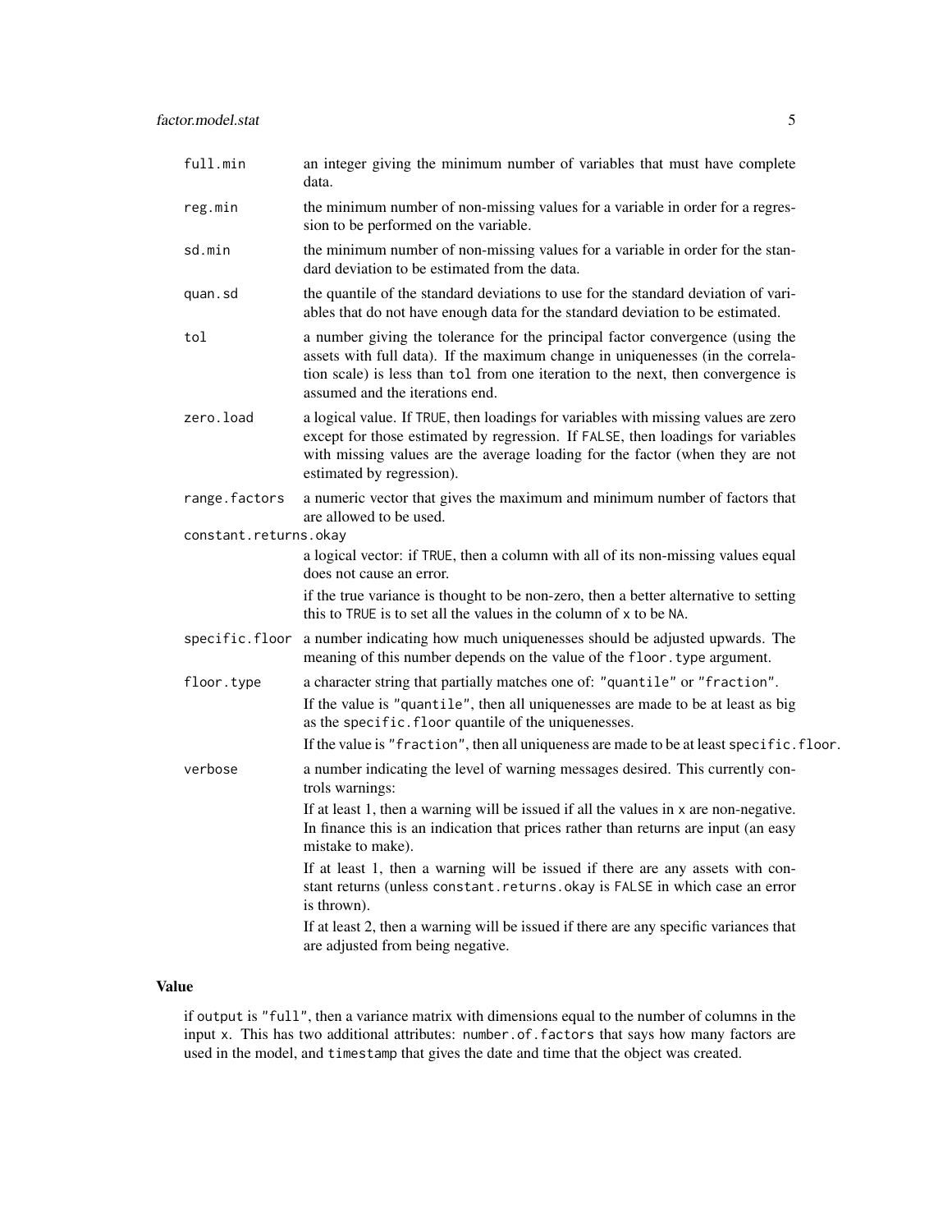`full.min` an integer giving the minimum number of variables that must have complete data.

`reg.min` the minimum number of non-missing values for a variable in order for a regression to be performed on the variable.

`sd.min` the minimum number of non-missing values for a variable in order for the standard deviation to be estimated from the data.

`quan.sd` the quantile of the standard deviations to use for the standard deviation of variables that do not have enough data for the standard deviation to be estimated.

`tol` a number giving the tolerance for the principal factor convergence (using the assets with full data). If the maximum change in uniquenesses (in the correlation scale) is less than `tol` from one iteration to the next, then convergence is assumed and the iterations end.

`zero.load` a logical value. If `TRUE`, then loadings for variables with missing values are zero except for those estimated by regression. If `FALSE`, then loadings for variables with missing values are the average loading for the factor (when they are not estimated by regression).

`range.factors` a numeric vector that gives the maximum and minimum number of factors that are allowed to be used.

`constant.returns.okay`
a logical vector: if `TRUE`, then a column with all of its non-missing values equal does not cause an error.

if the true variance is thought to be non-zero, then a better alternative to setting this to `TRUE` is to set all the values in the column of `x` to be `NA`.

`specific.floor` a number indicating how much uniquenesses should be adjusted upwards. The meaning of this number depends on the value of the `floor.type` argument.

`floor.type` a character string that partially matches one of: `"quantile"` or `"fraction"`.

If the value is `"quantile"`, then all uniquenesses are made to be at least as big as the `specific.floor` quantile of the uniquenesses.

If the value is `"fraction"`, then all uniqueness are made to be at least `specific.floor`.

`verbose` a number indicating the level of warning messages desired. This currently controls warnings:

If at least 1, then a warning will be issued if all the values in `x` are non-negative. In finance this is an indication that prices rather than returns are input (an easy mistake to make).

If at least 1, then a warning will be issued if there are any assets with constant returns (unless `constant.returns.okay` is `FALSE` in which case an error is thrown).

If at least 2, then a warning will be issued if there are any specific variances that are adjusted from being negative.

## Value

if `output` is `"full"`, then a variance matrix with dimensions equal to the number of columns in the input `x`. This has two additional attributes: `number.of.factors` that says how many factors are used in the model, and `timestamp` that gives the date and time that the object was created.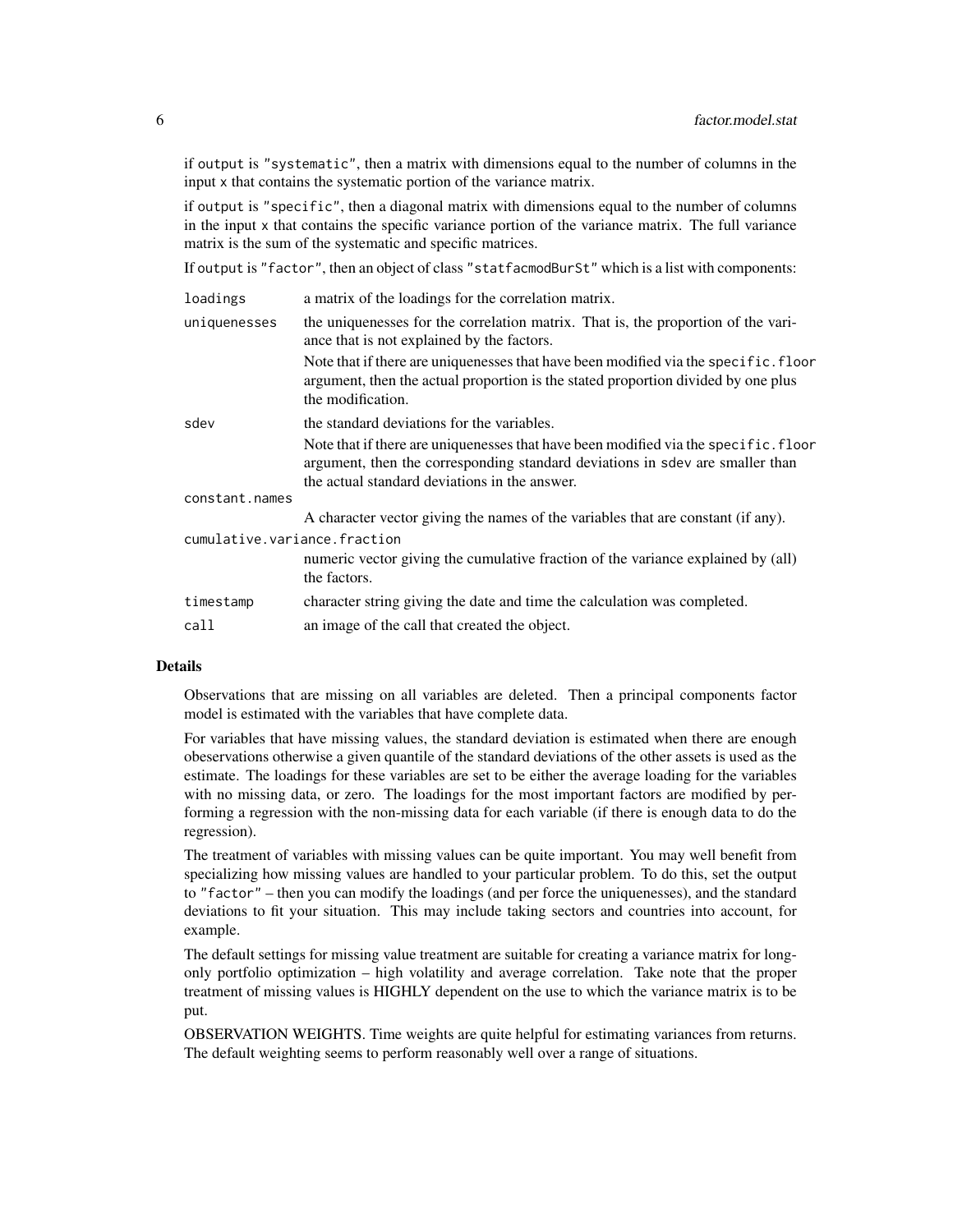if `output` is `"systematic"`, then a matrix with dimensions equal to the number of columns in the input `x` that contains the systematic portion of the variance matrix.

if `output` is `"specific"`, then a diagonal matrix with dimensions equal to the number of columns in the input `x` that contains the specific variance portion of the variance matrix. The full variance matrix is the sum of the systematic and specific matrices.

If `output` is `"factor"`, then an object of class `"statfacmodBurSt"` which is a list with components:

- `loadings` — a matrix of the loadings for the correlation matrix.
- `uniquenesses` — the uniquenesses for the correlation matrix. That is, the proportion of the variance that is not explained by the factors.

  Note that if there are uniquenesses that have been modified via the `specific.floor` argument, then the actual proportion is the stated proportion divided by one plus the modification.
- `sdev` — the standard deviations for the variables.

  Note that if there are uniquenesses that have been modified via the `specific.floor` argument, then the corresponding standard deviations in `sdev` are smaller than the actual standard deviations in the answer.
- `constant.names` — A character vector giving the names of the variables that are constant (if any).
- `cumulative.variance.fraction` — numeric vector giving the cumulative fraction of the variance explained by (all) the factors.
- `timestamp` — character string giving the date and time the calculation was completed.
- `call` — an image of the call that created the object.

## Details

Observations that are missing on all variables are deleted. Then a principal components factor model is estimated with the variables that have complete data.

For variables that have missing values, the standard deviation is estimated when there are enough obeservations otherwise a given quantile of the standard deviations of the other assets is used as the estimate. The loadings for these variables are set to be either the average loading for the variables with no missing data, or zero. The loadings for the most important factors are modified by performing a regression with the non-missing data for each variable (if there is enough data to do the regression).

The treatment of variables with missing values can be quite important. You may well benefit from specializing how missing values are handled to your particular problem. To do this, set the output to `"factor"` – then you can modify the loadings (and per force the uniquenesses), and the standard deviations to fit your situation. This may include taking sectors and countries into account, for example.

The default settings for missing value treatment are suitable for creating a variance matrix for long-only portfolio optimization – high volatility and average correlation. Take note that the proper treatment of missing values is HIGHLY dependent on the use to which the variance matrix is to be put.

OBSERVATION WEIGHTS. Time weights are quite helpful for estimating variances from returns. The default weighting seems to perform reasonably well over a range of situations.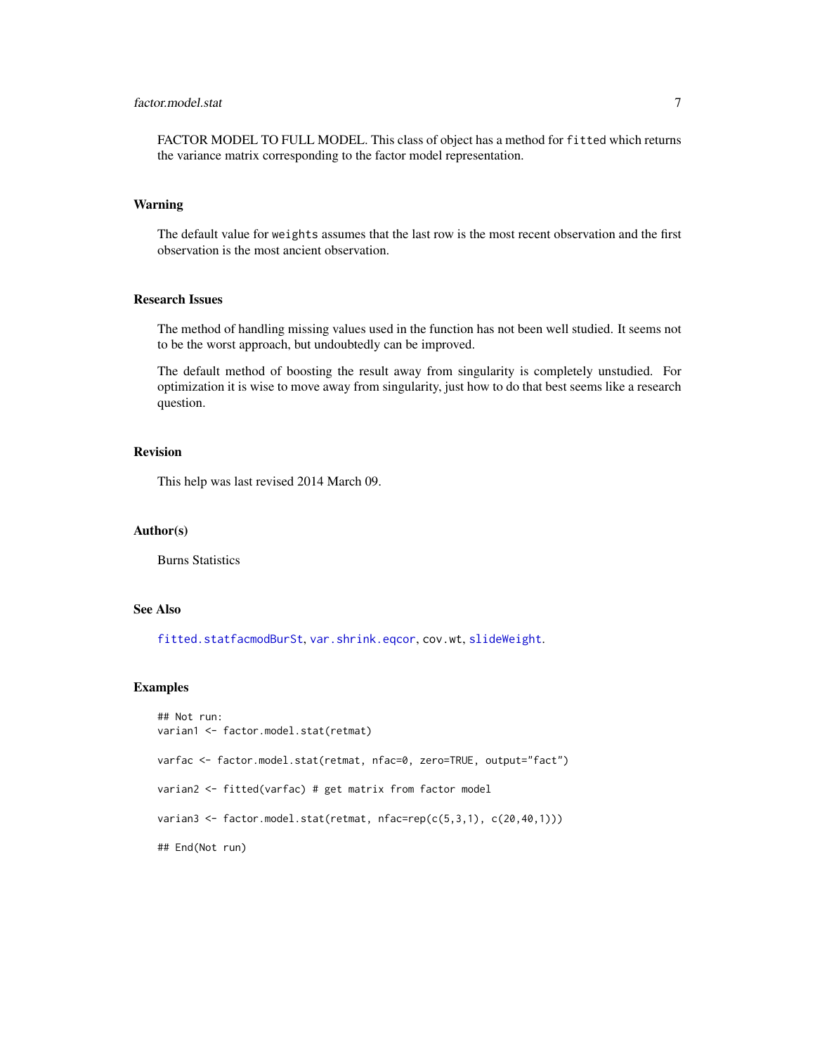FACTOR MODEL TO FULL MODEL. This class of object has a method for `fitted` which returns the variance matrix corresponding to the factor model representation.

### Warning

The default value for `weights` assumes that the last row is the most recent observation and the first observation is the most ancient observation.

### Research Issues

The method of handling missing values used in the function has not been well studied. It seems not to be the worst approach, but undoubtedly can be improved.

The default method of boosting the result away from singularity is completely unstudied. For optimization it is wise to move away from singularity, just how to do that best seems like a research question.

### Revision

This help was last revised 2014 March 09.

### Author(s)

Burns Statistics

### See Also

`fitted.statfacmodBurSt`, `var.shrink.eqcor`, `cov.wt`, `slideWeight`.

### Examples

```
## Not run:
varian1 <- factor.model.stat(retmat)

varfac <- factor.model.stat(retmat, nfac=0, zero=TRUE, output="fact")

varian2 <- fitted(varfac) # get matrix from factor model

varian3 <- factor.model.stat(retmat, nfac=rep(c(5,3,1), c(20,40,1)))

## End(Not run)
```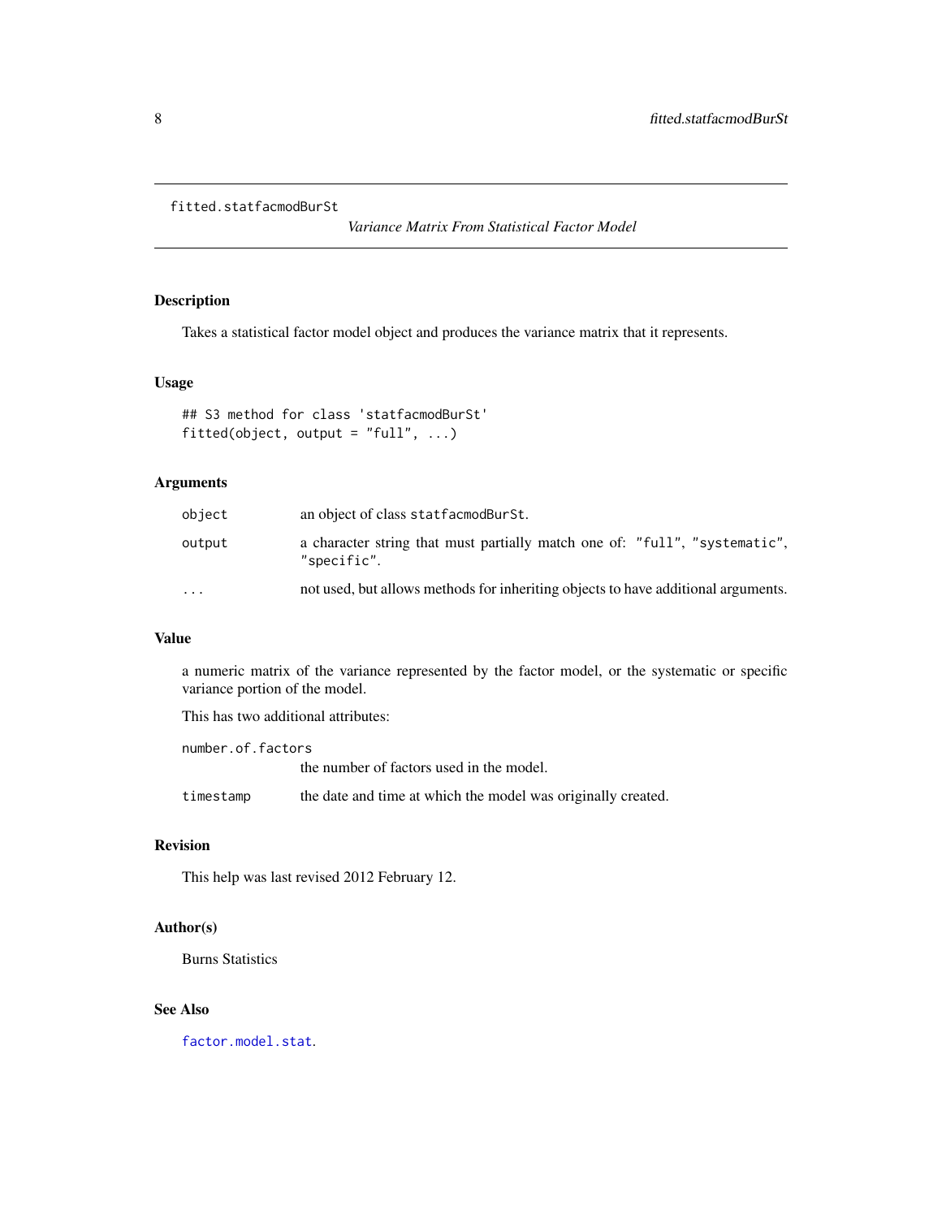fitted.statfacmodBurSt

*Variance Matrix From Statistical Factor Model*

## Description

Takes a statistical factor model object and produces the variance matrix that it represents.

## Usage

```
## S3 method for class 'statfacmodBurSt'
fitted(object, output = "full", ...)
```

## Arguments

| | |
|---|---|
| `object` | an object of class `statfacmodBurSt`. |
| `output` | a character string that must partially match one of: `"full"`, `"systematic"`, `"specific"`. |
| `...` | not used, but allows methods for inheriting objects to have additional arguments. |

## Value

a numeric matrix of the variance represented by the factor model, or the systematic or specific variance portion of the model.

This has two additional attributes:

| | |
|---|---|
| `number.of.factors` | the number of factors used in the model. |
| `timestamp` | the date and time at which the model was originally created. |

## Revision

This help was last revised 2012 February 12.

## Author(s)

Burns Statistics

## See Also

`factor.model.stat`.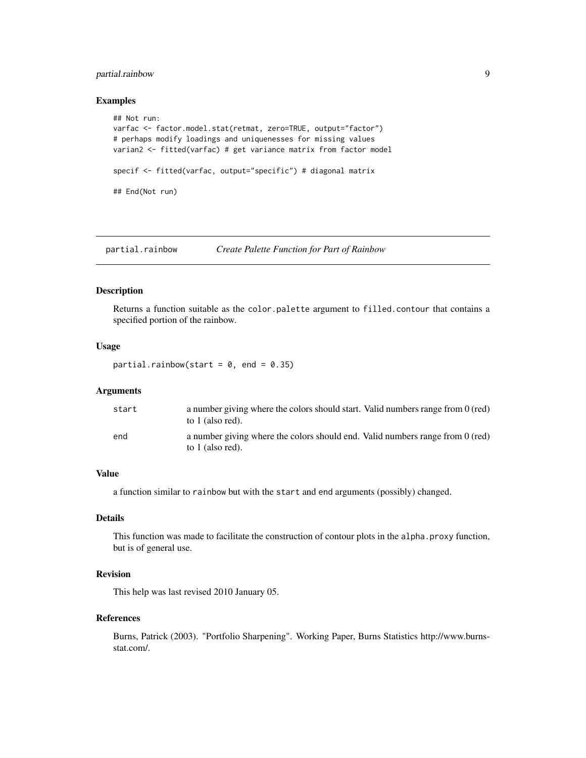## Examples

```
## Not run:
varfac <- factor.model.stat(retmat, zero=TRUE, output="factor")
# perhaps modify loadings and uniquenesses for missing values
varian2 <- fitted(varfac) # get variance matrix from factor model

specif <- fitted(varfac, output="specific") # diagonal matrix

## End(Not run)
```

---

# partial.rainbow *Create Palette Function for Part of Rainbow*

---

## Description

Returns a function suitable as the `color.palette` argument to `filled.contour` that contains a specified portion of the rainbow.

## Usage

```
partial.rainbow(start = 0, end = 0.35)
```

## Arguments

| | |
|---|---|
| `start` | a number giving where the colors should start. Valid numbers range from 0 (red) to 1 (also red). |
| `end` | a number giving where the colors should end. Valid numbers range from 0 (red) to 1 (also red). |

## Value

a function similar to `rainbow` but with the `start` and `end` arguments (possibly) changed.

## Details

This function was made to facilitate the construction of contour plots in the `alpha.proxy` function, but is of general use.

## Revision

This help was last revised 2010 January 05.

## References

Burns, Patrick (2003). "Portfolio Sharpening". Working Paper, Burns Statistics http://www.burns-stat.com/.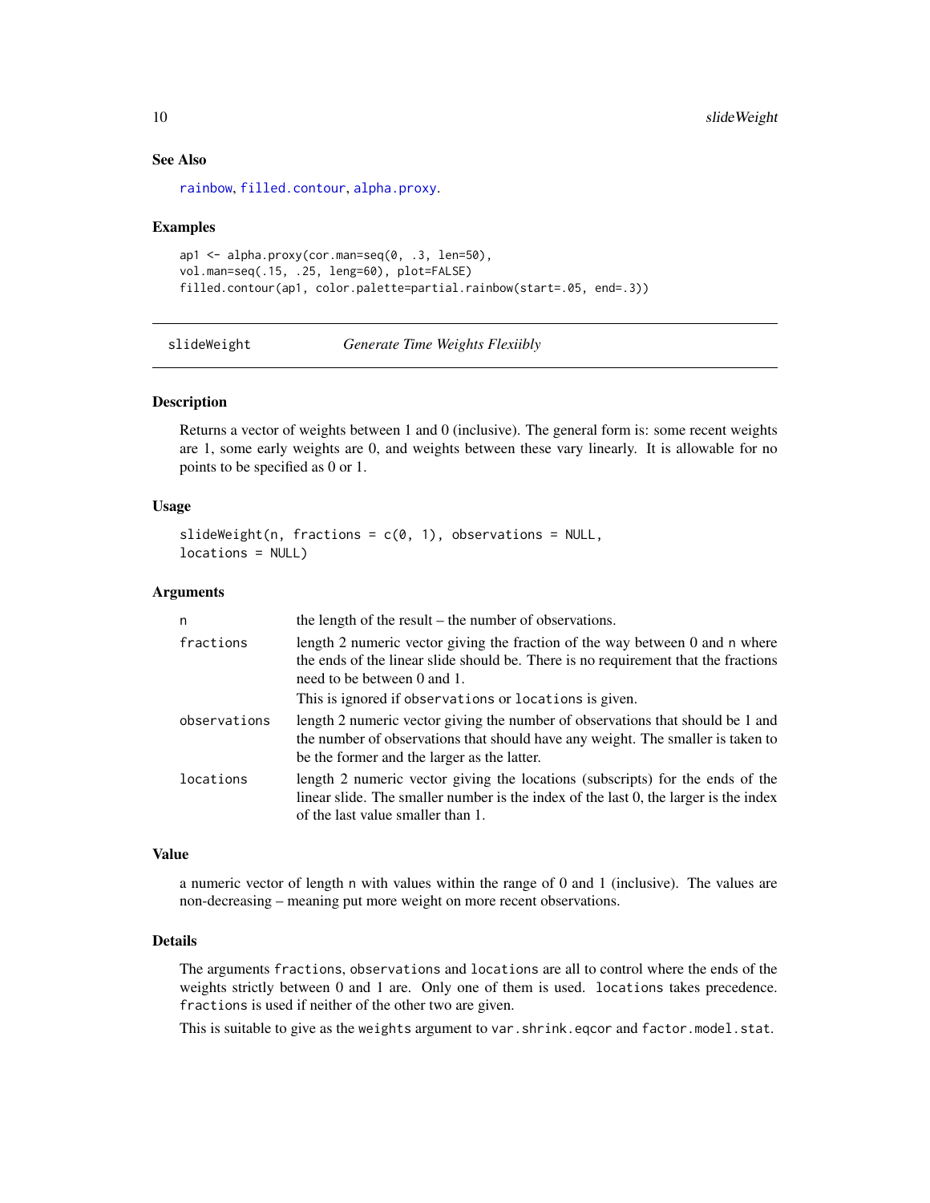### See Also

rainbow, filled.contour, alpha.proxy.

### Examples

```
ap1 <- alpha.proxy(cor.man=seq(0, .3, len=50),
vol.man=seq(.15, .25, leng=60), plot=FALSE)
filled.contour(ap1, color.palette=partial.rainbow(start=.05, end=.3))
```

---

## slideWeight *Generate Time Weights Flexiibly*

---

### Description

Returns a vector of weights between 1 and 0 (inclusive). The general form is: some recent weights are 1, some early weights are 0, and weights between these vary linearly. It is allowable for no points to be specified as 0 or 1.

### Usage

```
slideWeight(n, fractions = c(0, 1), observations = NULL,
locations = NULL)
```

### Arguments

| | |
|---|---|
| n | the length of the result – the number of observations. |
| fractions | length 2 numeric vector giving the fraction of the way between 0 and n where the ends of the linear slide should be. There is no requirement that the fractions need to be between 0 and 1. <br> This is ignored if observations or locations is given. |
| observations | length 2 numeric vector giving the number of observations that should be 1 and the number of observations that should have any weight. The smaller is taken to be the former and the larger as the latter. |
| locations | length 2 numeric vector giving the locations (subscripts) for the ends of the linear slide. The smaller number is the index of the last 0, the larger is the index of the last value smaller than 1. |

### Value

a numeric vector of length n with values within the range of 0 and 1 (inclusive). The values are non-decreasing – meaning put more weight on more recent observations.

### Details

The arguments fractions, observations and locations are all to control where the ends of the weights strictly between 0 and 1 are. Only one of them is used. locations takes precedence. fractions is used if neither of the other two are given.

This is suitable to give as the weights argument to var.shrink.eqcor and factor.model.stat.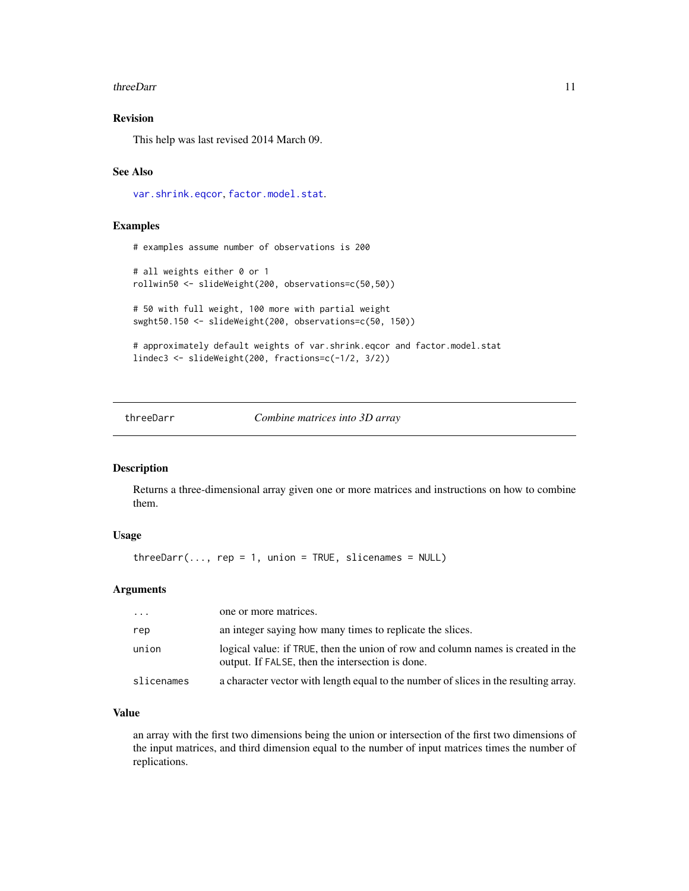### Revision

This help was last revised 2014 March 09.

### See Also

var.shrink.eqcor, factor.model.stat.

### Examples

```
# examples assume number of observations is 200

# all weights either 0 or 1
rollwin50 <- slideWeight(200, observations=c(50,50))

# 50 with full weight, 100 more with partial weight
swght50.150 <- slideWeight(200, observations=c(50, 150))

# approximately default weights of var.shrink.eqcor and factor.model.stat
lindec3 <- slideWeight(200, fractions=c(-1/2, 3/2))
```

---

## threeDarr — *Combine matrices into 3D array*

### Description

Returns a three-dimensional array given one or more matrices and instructions on how to combine them.

### Usage

```
threeDarr(..., rep = 1, union = TRUE, slicenames = NULL)
```

### Arguments

| | |
|---|---|
| `...` | one or more matrices. |
| `rep` | an integer saying how many times to replicate the slices. |
| `union` | logical value: if `TRUE`, then the union of row and column names is created in the output. If `FALSE`, then the intersection is done. |
| `slicenames` | a character vector with length equal to the number of slices in the resulting array. |

### Value

an array with the first two dimensions being the union or intersection of the first two dimensions of the input matrices, and third dimension equal to the number of input matrices times the number of replications.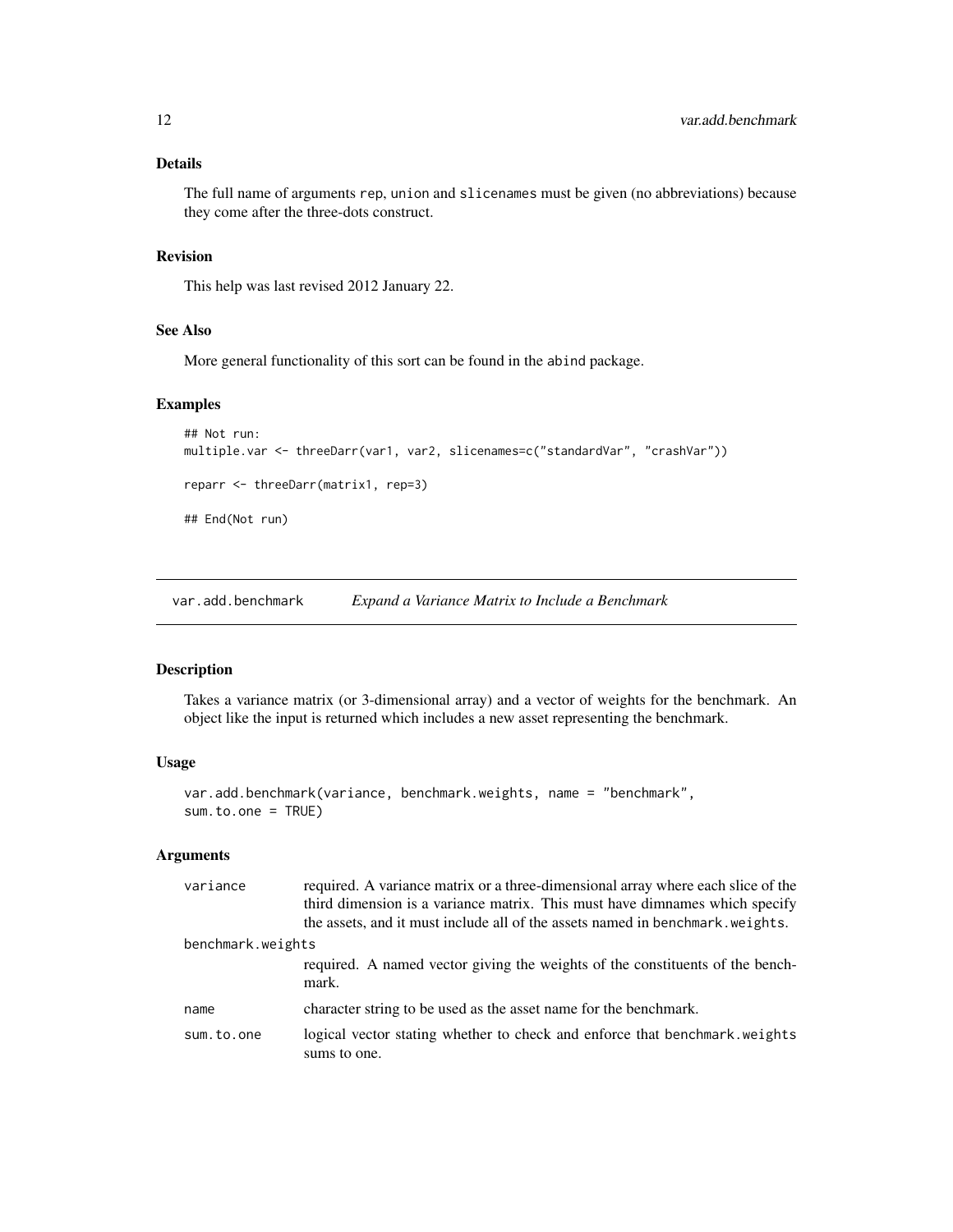### Details

The full name of arguments `rep`, `union` and `slicenames` must be given (no abbreviations) because they come after the three-dots construct.

### Revision

This help was last revised 2012 January 22.

### See Also

More general functionality of this sort can be found in the `abind` package.

### Examples

```
## Not run:
multiple.var <- threeDarr(var1, var2, slicenames=c("standardVar", "crashVar"))

reparr <- threeDarr(matrix1, rep=3)

## End(Not run)
```

---

## var.add.benchmark — *Expand a Variance Matrix to Include a Benchmark*

---

### Description

Takes a variance matrix (or 3-dimensional array) and a vector of weights for the benchmark. An object like the input is returned which includes a new asset representing the benchmark.

### Usage

```
var.add.benchmark(variance, benchmark.weights, name = "benchmark",
sum.to.one = TRUE)
```

### Arguments

| | |
|---|---|
| `variance` | required. A variance matrix or a three-dimensional array where each slice of the third dimension is a variance matrix. This must have dimnames which specify the assets, and it must include all of the assets named in `benchmark.weights`. |
| `benchmark.weights` | required. A named vector giving the weights of the constituents of the benchmark. |
| `name` | character string to be used as the asset name for the benchmark. |
| `sum.to.one` | logical vector stating whether to check and enforce that `benchmark.weights` sums to one. |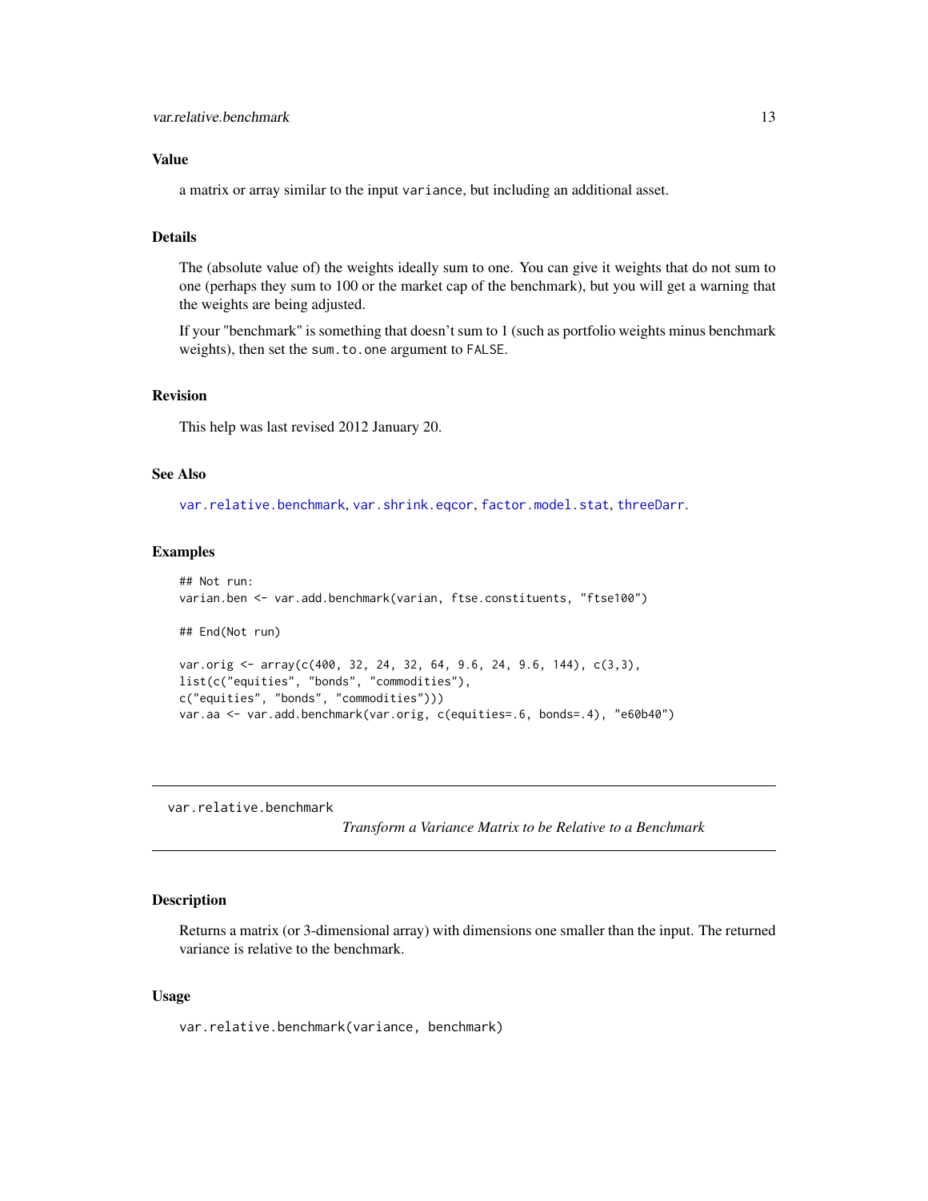### Value

a matrix or array similar to the input `variance`, but including an additional asset.

### Details

The (absolute value of) the weights ideally sum to one. You can give it weights that do not sum to one (perhaps they sum to 100 or the market cap of the benchmark), but you will get a warning that the weights are being adjusted.

If your "benchmark" is something that doesn't sum to 1 (such as portfolio weights minus benchmark weights), then set the `sum.to.one` argument to `FALSE`.

### Revision

This help was last revised 2012 January 20.

### See Also

`var.relative.benchmark`, `var.shrink.eqcor`, `factor.model.stat`, `threeDarr`.

### Examples

```
## Not run:
varian.ben <- var.add.benchmark(varian, ftse.constituents, "ftse100")

## End(Not run)

var.orig <- array(c(400, 32, 24, 32, 64, 9.6, 24, 9.6, 144), c(3,3),
list(c("equities", "bonds", "commodities"),
c("equities", "bonds", "commodities")))
var.aa <- var.add.benchmark(var.orig, c(equities=.6, bonds=.4), "e60b40")
```

---

## var.relative.benchmark

*Transform a Variance Matrix to be Relative to a Benchmark*

### Description

Returns a matrix (or 3-dimensional array) with dimensions one smaller than the input. The returned variance is relative to the benchmark.

### Usage

```
var.relative.benchmark(variance, benchmark)
```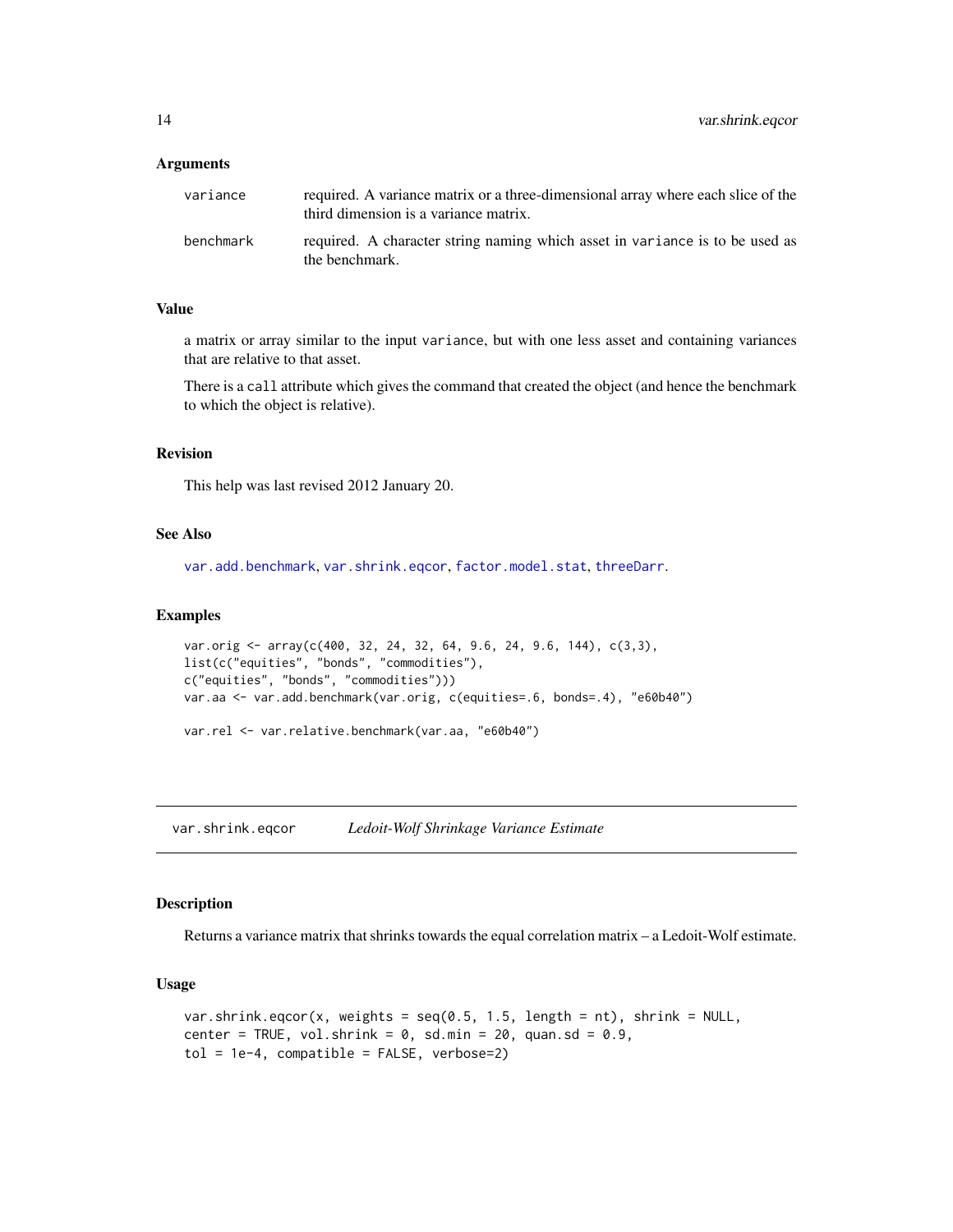### Arguments

| | |
|---|---|
| variance | required. A variance matrix or a three-dimensional array where each slice of the third dimension is a variance matrix. |
| benchmark | required. A character string naming which asset in variance is to be used as the benchmark. |

### Value

a matrix or array similar to the input variance, but with one less asset and containing variances that are relative to that asset.

There is a call attribute which gives the command that created the object (and hence the benchmark to which the object is relative).

### Revision

This help was last revised 2012 January 20.

### See Also

var.add.benchmark, var.shrink.eqcor, factor.model.stat, threeDarr.

### Examples

```
var.orig <- array(c(400, 32, 24, 32, 64, 9.6, 24, 9.6, 144), c(3,3),
list(c("equities", "bonds", "commodities"),
c("equities", "bonds", "commodities")))
var.aa <- var.add.benchmark(var.orig, c(equities=.6, bonds=.4), "e60b40")

var.rel <- var.relative.benchmark(var.aa, "e60b40")
```

---

## var.shrink.eqcor *Ledoit-Wolf Shrinkage Variance Estimate*

### Description

Returns a variance matrix that shrinks towards the equal correlation matrix – a Ledoit-Wolf estimate.

### Usage

```
var.shrink.eqcor(x, weights = seq(0.5, 1.5, length = nt), shrink = NULL,
center = TRUE, vol.shrink = 0, sd.min = 20, quan.sd = 0.9,
tol = 1e-4, compatible = FALSE, verbose=2)
```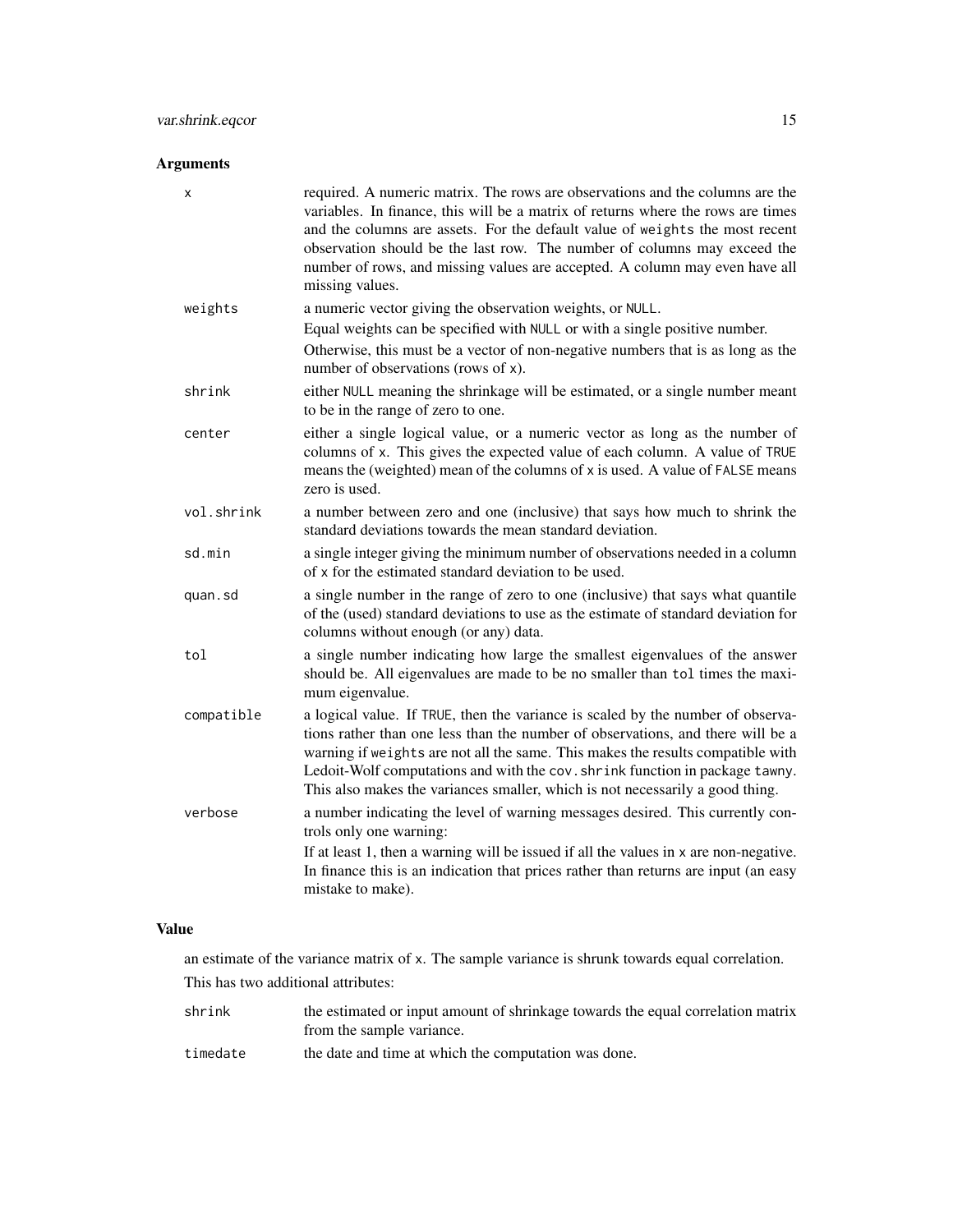## Arguments

| | |
|---|---|
| `x` | required. A numeric matrix. The rows are observations and the columns are the variables. In finance, this will be a matrix of returns where the rows are times and the columns are assets. For the default value of `weights` the most recent observation should be the last row. The number of columns may exceed the number of rows, and missing values are accepted. A column may even have all missing values. |
| `weights` | a numeric vector giving the observation weights, or `NULL`. Equal weights can be specified with `NULL` or with a single positive number. Otherwise, this must be a vector of non-negative numbers that is as long as the number of observations (rows of `x`). |
| `shrink` | either `NULL` meaning the shrinkage will be estimated, or a single number meant to be in the range of zero to one. |
| `center` | either a single logical value, or a numeric vector as long as the number of columns of `x`. This gives the expected value of each column. A value of `TRUE` means the (weighted) mean of the columns of `x` is used. A value of `FALSE` means zero is used. |
| `vol.shrink` | a number between zero and one (inclusive) that says how much to shrink the standard deviations towards the mean standard deviation. |
| `sd.min` | a single integer giving the minimum number of observations needed in a column of `x` for the estimated standard deviation to be used. |
| `quan.sd` | a single number in the range of zero to one (inclusive) that says what quantile of the (used) standard deviations to use as the estimate of standard deviation for columns without enough (or any) data. |
| `tol` | a single number indicating how large the smallest eigenvalues of the answer should be. All eigenvalues are made to be no smaller than `tol` times the maximum eigenvalue. |
| `compatible` | a logical value. If `TRUE`, then the variance is scaled by the number of observations rather than one less than the number of observations, and there will be a warning if `weights` are not all the same. This makes the results compatible with Ledoit-Wolf computations and with the `cov.shrink` function in package `tawny`. This also makes the variances smaller, which is not necessarily a good thing. |
| `verbose` | a number indicating the level of warning messages desired. This currently controls only one warning: If at least 1, then a warning will be issued if all the values in `x` are non-negative. In finance this is an indication that prices rather than returns are input (an easy mistake to make). |

## Value

an estimate of the variance matrix of `x`. The sample variance is shrunk towards equal correlation.

This has two additional attributes:

| | |
|---|---|
| `shrink` | the estimated or input amount of shrinkage towards the equal correlation matrix from the sample variance. |
| `timedate` | the date and time at which the computation was done. |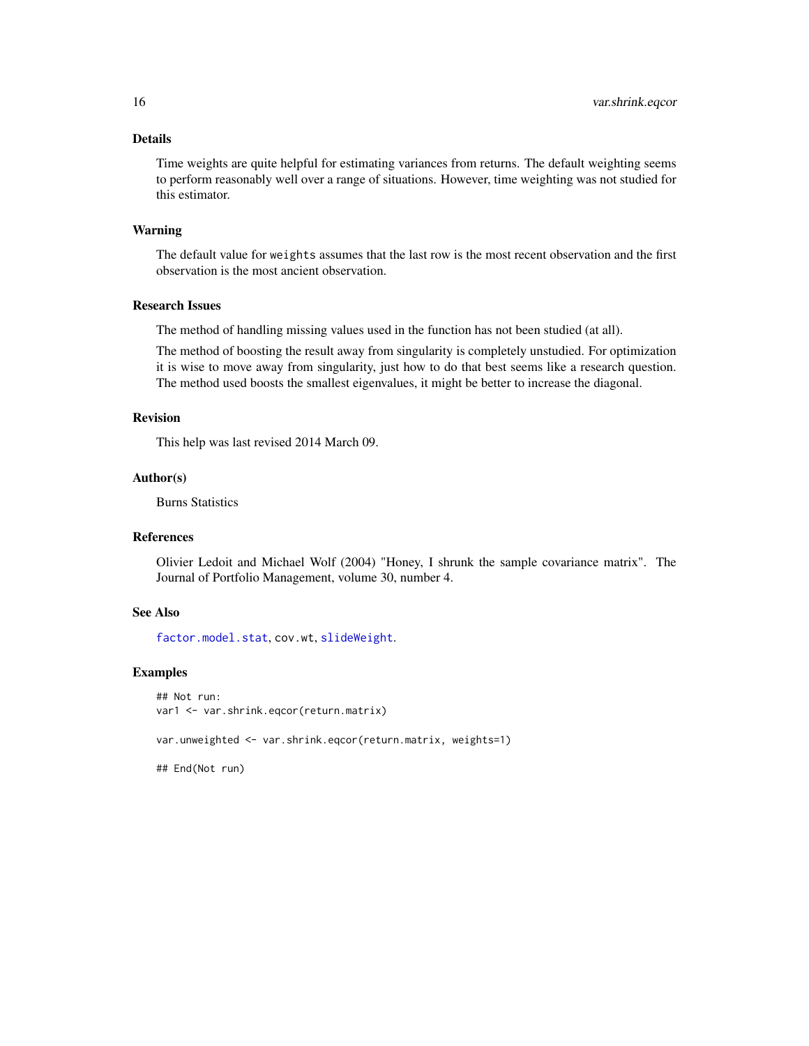## Details

Time weights are quite helpful for estimating variances from returns. The default weighting seems to perform reasonably well over a range of situations. However, time weighting was not studied for this estimator.

## Warning

The default value for `weights` assumes that the last row is the most recent observation and the first observation is the most ancient observation.

## Research Issues

The method of handling missing values used in the function has not been studied (at all).

The method of boosting the result away from singularity is completely unstudied. For optimization it is wise to move away from singularity, just how to do that best seems like a research question. The method used boosts the smallest eigenvalues, it might be better to increase the diagonal.

## Revision

This help was last revised 2014 March 09.

## Author(s)

Burns Statistics

## References

Olivier Ledoit and Michael Wolf (2004) "Honey, I shrunk the sample covariance matrix". The Journal of Portfolio Management, volume 30, number 4.

## See Also

`factor.model.stat`, `cov.wt`, `slideWeight`.

## Examples

```
## Not run:
var1 <- var.shrink.eqcor(return.matrix)

var.unweighted <- var.shrink.eqcor(return.matrix, weights=1)

## End(Not run)
```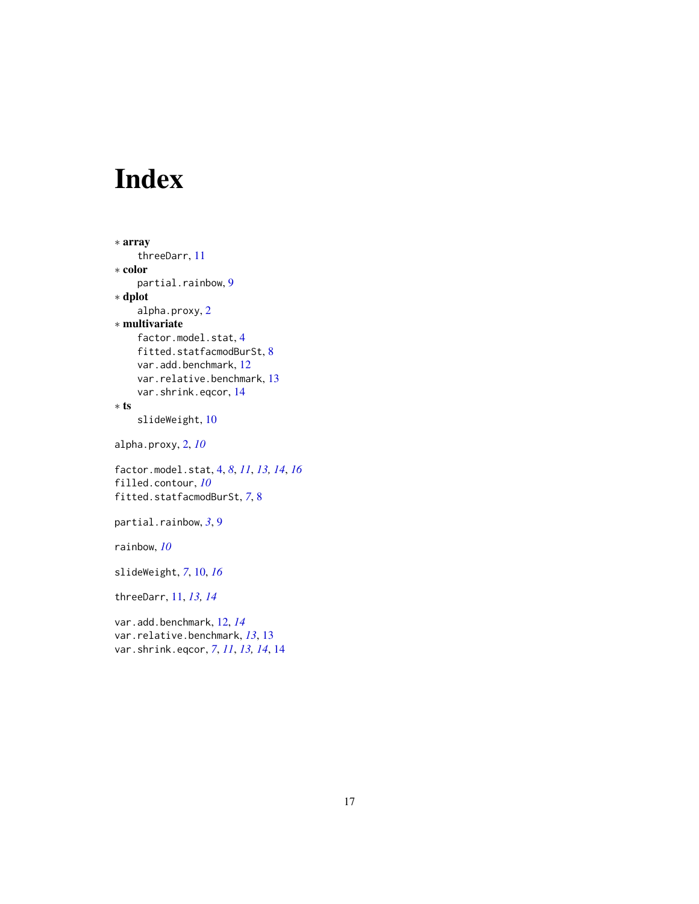# Index

∗ **array**
  threeDarr, 11

∗ **color**
  partial.rainbow, 9

∗ **dplot**
  alpha.proxy, 2

∗ **multivariate**
  factor.model.stat, 4
  fitted.statfacmodBurSt, 8
  var.add.benchmark, 12
  var.relative.benchmark, 13
  var.shrink.eqcor, 14

∗ **ts**
  slideWeight, 10

alpha.proxy, 2, *10*

factor.model.stat, 4, *8*, *11*, *13, 14*, *16*
filled.contour, *10*
fitted.statfacmodBurSt, *7*, 8

partial.rainbow, *3*, 9

rainbow, *10*

slideWeight, *7*, 10, *16*

threeDarr, 11, *13, 14*

var.add.benchmark, 12, *14*
var.relative.benchmark, *13*, 13
var.shrink.eqcor, *7*, *11*, *13, 14*, 14